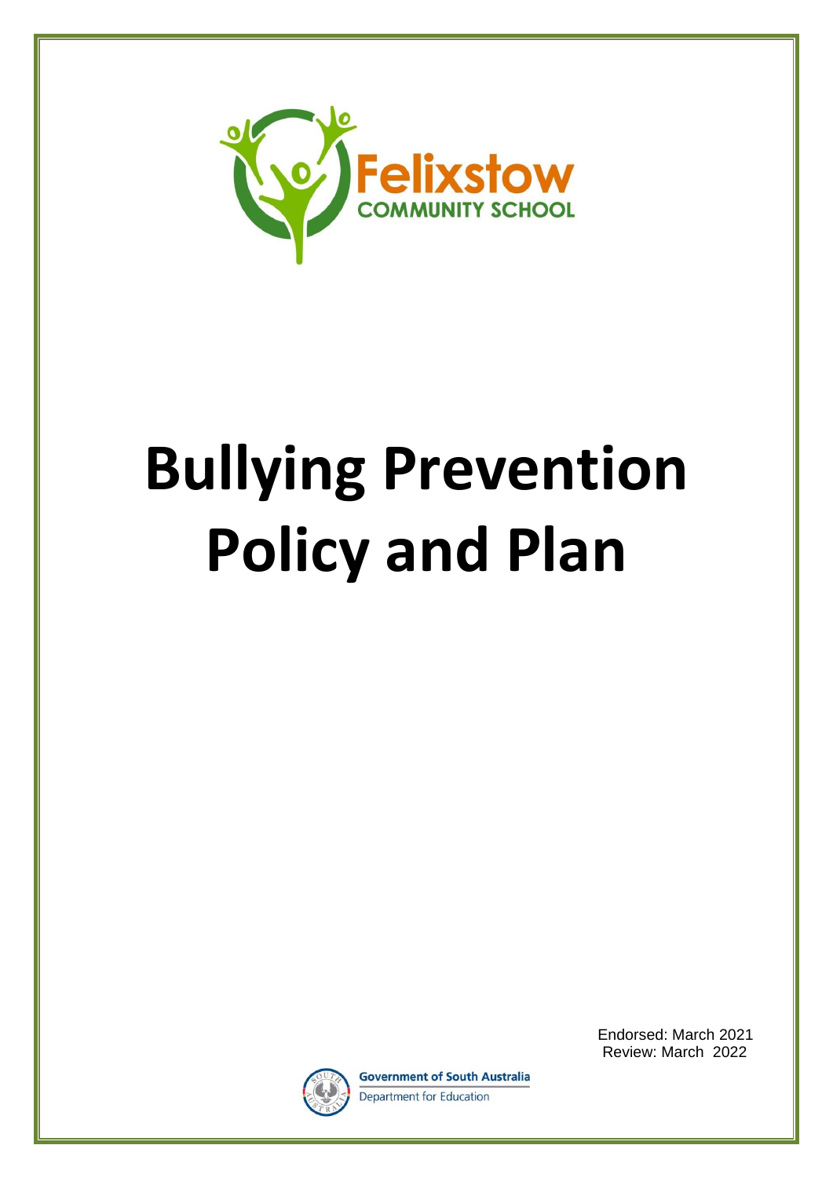Felixstow

COMMUNITY SCHOOL

# Bullying Prevention Policy and Plan

Endorsed: March 2021
Review: March 2022

Government of South Australia
Department for Education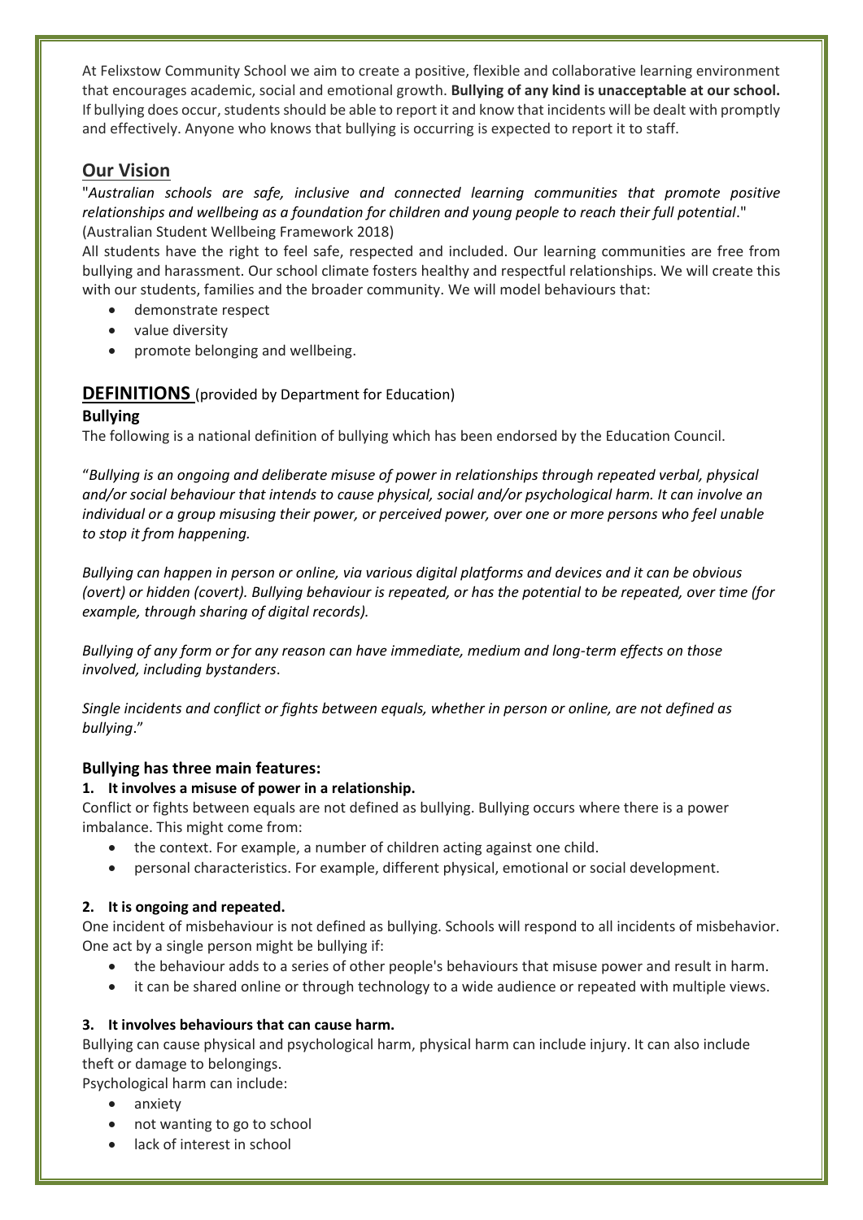At Felixstow Community School we aim to create a positive, flexible and collaborative learning environment that encourages academic, social and emotional growth. **Bullying of any kind is unacceptable at our school.** If bullying does occur, students should be able to report it and know that incidents will be dealt with promptly and effectively. Anyone who knows that bullying is occurring is expected to report it to staff.

## Our Vision

"*Australian schools are safe, inclusive and connected learning communities that promote positive relationships and wellbeing as a foundation for children and young people to reach their full potential*." (Australian Student Wellbeing Framework 2018)

All students have the right to feel safe, respected and included. Our learning communities are free from bullying and harassment. Our school climate fosters healthy and respectful relationships. We will create this with our students, families and the broader community. We will model behaviours that:

- demonstrate respect
- value diversity
- promote belonging and wellbeing.

## DEFINITIONS (provided by Department for Education)

### Bullying

The following is a national definition of bullying which has been endorsed by the Education Council.

"*Bullying is an ongoing and deliberate misuse of power in relationships through repeated verbal, physical and/or social behaviour that intends to cause physical, social and/or psychological harm. It can involve an individual or a group misusing their power, or perceived power, over one or more persons who feel unable to stop it from happening.*

*Bullying can happen in person or online, via various digital platforms and devices and it can be obvious (overt) or hidden (covert). Bullying behaviour is repeated, or has the potential to be repeated, over time (for example, through sharing of digital records).*

*Bullying of any form or for any reason can have immediate, medium and long-term effects on those involved, including bystanders*.

*Single incidents and conflict or fights between equals, whether in person or online, are not defined as bullying*."

### Bullying has three main features:

**1. It involves a misuse of power in a relationship.**

Conflict or fights between equals are not defined as bullying. Bullying occurs where there is a power imbalance. This might come from:

- the context. For example, a number of children acting against one child.
- personal characteristics. For example, different physical, emotional or social development.

**2. It is ongoing and repeated.**

One incident of misbehaviour is not defined as bullying. Schools will respond to all incidents of misbehavior. One act by a single person might be bullying if:

- the behaviour adds to a series of other people's behaviours that misuse power and result in harm.
- it can be shared online or through technology to a wide audience or repeated with multiple views.

**3. It involves behaviours that can cause harm.**

Bullying can cause physical and psychological harm, physical harm can include injury. It can also include theft or damage to belongings.

Psychological harm can include:

- anxiety
- not wanting to go to school
- lack of interest in school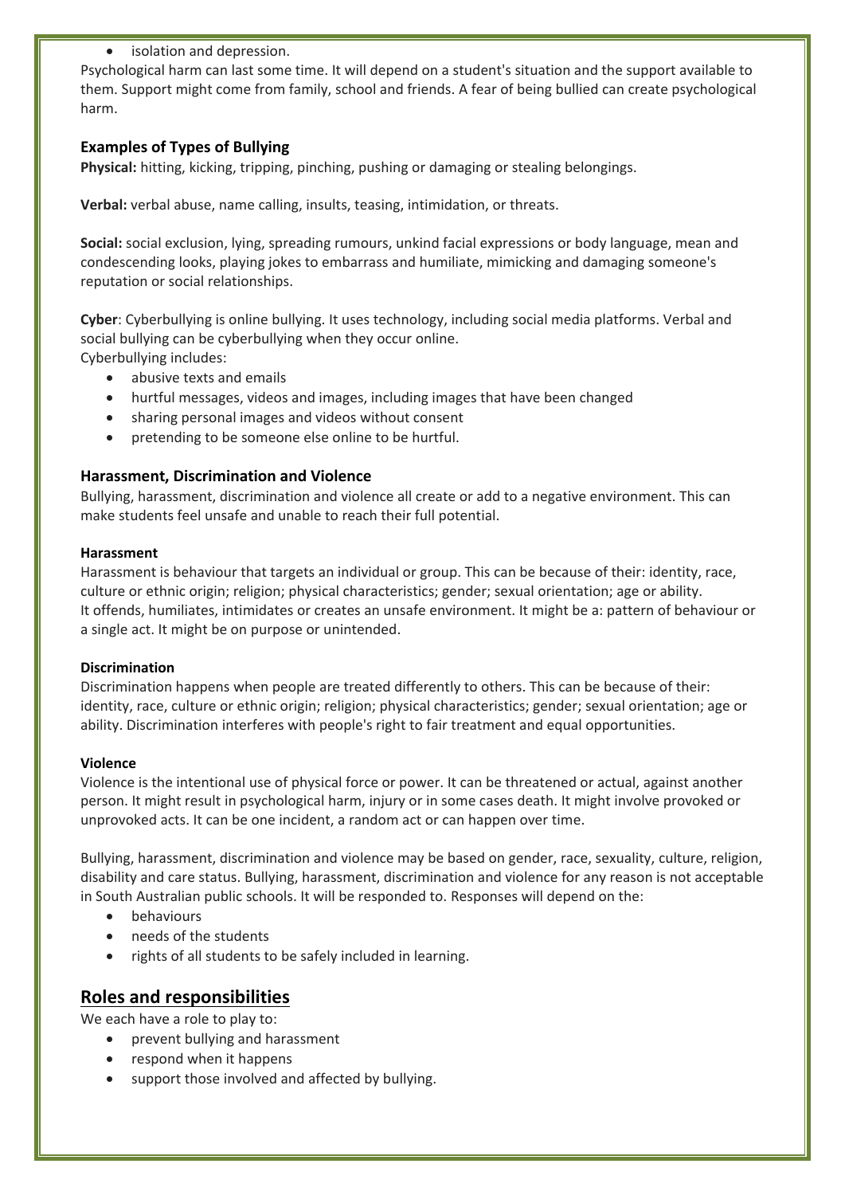- isolation and depression.

Psychological harm can last some time. It will depend on a student's situation and the support available to them. Support might come from family, school and friends. A fear of being bullied can create psychological harm.

### Examples of Types of Bullying

**Physical:** hitting, kicking, tripping, pinching, pushing or damaging or stealing belongings.

**Verbal:** verbal abuse, name calling, insults, teasing, intimidation, or threats.

**Social:** social exclusion, lying, spreading rumours, unkind facial expressions or body language, mean and condescending looks, playing jokes to embarrass and humiliate, mimicking and damaging someone's reputation or social relationships.

**Cyber**: Cyberbullying is online bullying. It uses technology, including social media platforms. Verbal and social bullying can be cyberbullying when they occur online.
Cyberbullying includes:

- abusive texts and emails
- hurtful messages, videos and images, including images that have been changed
- sharing personal images and videos without consent
- pretending to be someone else online to be hurtful.

### Harassment, Discrimination and Violence

Bullying, harassment, discrimination and violence all create or add to a negative environment. This can make students feel unsafe and unable to reach their full potential.

#### Harassment

Harassment is behaviour that targets an individual or group. This can be because of their: identity, race, culture or ethnic origin; religion; physical characteristics; gender; sexual orientation; age or ability.
It offends, humiliates, intimidates or creates an unsafe environment. It might be a: pattern of behaviour or a single act. It might be on purpose or unintended.

#### Discrimination

Discrimination happens when people are treated differently to others. This can be because of their: identity, race, culture or ethnic origin; religion; physical characteristics; gender; sexual orientation; age or ability. Discrimination interferes with people's right to fair treatment and equal opportunities.

#### Violence

Violence is the intentional use of physical force or power. It can be threatened or actual, against another person. It might result in psychological harm, injury or in some cases death. It might involve provoked or unprovoked acts. It can be one incident, a random act or can happen over time.

Bullying, harassment, discrimination and violence may be based on gender, race, sexuality, culture, religion, disability and care status. Bullying, harassment, discrimination and violence for any reason is not acceptable in South Australian public schools. It will be responded to. Responses will depend on the:

- behaviours
- needs of the students
- rights of all students to be safely included in learning.

## Roles and responsibilities

We each have a role to play to:

- prevent bullying and harassment
- respond when it happens
- support those involved and affected by bullying.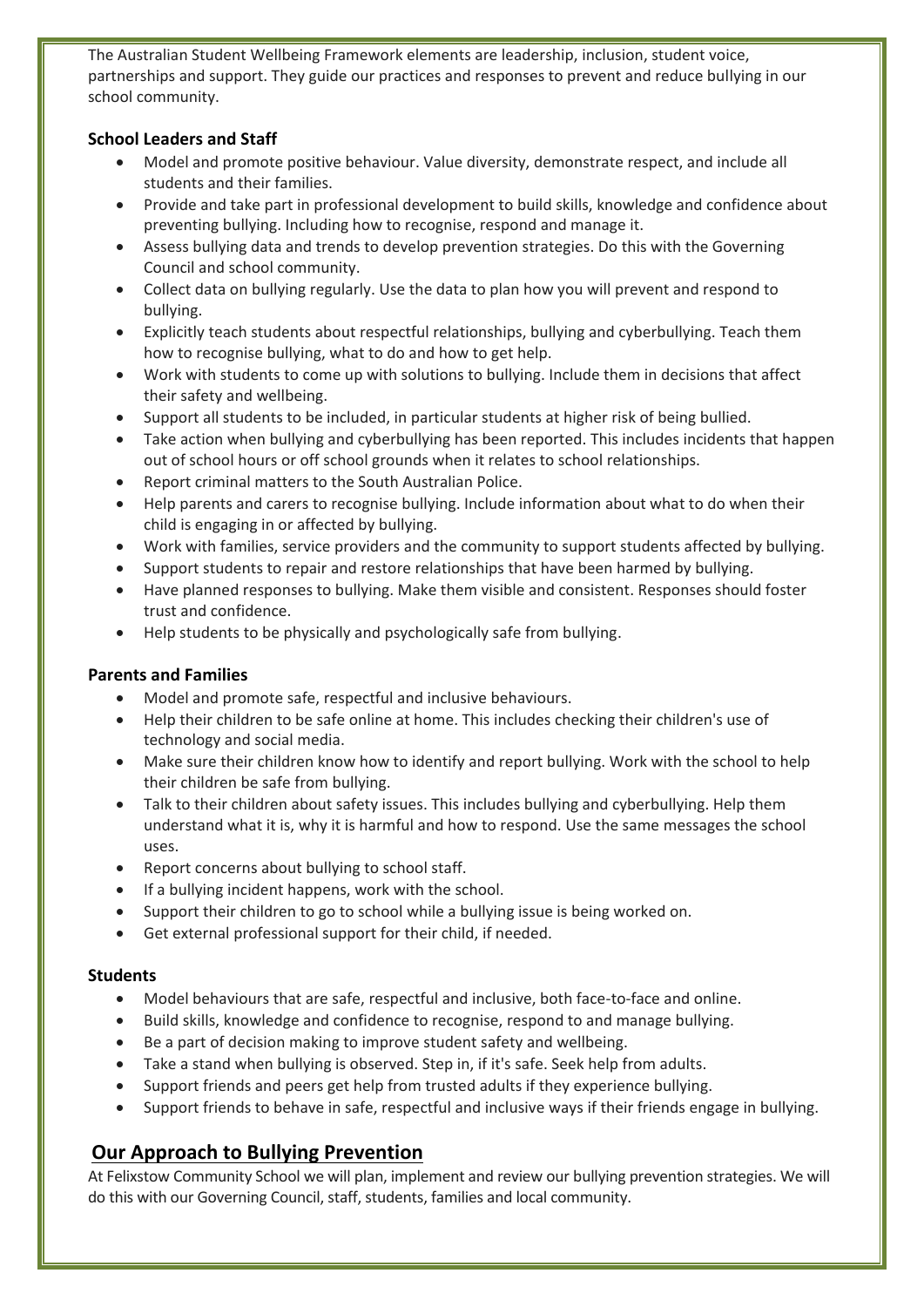The Australian Student Wellbeing Framework elements are leadership, inclusion, student voice, partnerships and support. They guide our practices and responses to prevent and reduce bullying in our school community.

**School Leaders and Staff**

- Model and promote positive behaviour. Value diversity, demonstrate respect, and include all students and their families.
- Provide and take part in professional development to build skills, knowledge and confidence about preventing bullying. Including how to recognise, respond and manage it.
- Assess bullying data and trends to develop prevention strategies. Do this with the Governing Council and school community.
- Collect data on bullying regularly. Use the data to plan how you will prevent and respond to bullying.
- Explicitly teach students about respectful relationships, bullying and cyberbullying. Teach them how to recognise bullying, what to do and how to get help.
- Work with students to come up with solutions to bullying. Include them in decisions that affect their safety and wellbeing.
- Support all students to be included, in particular students at higher risk of being bullied.
- Take action when bullying and cyberbullying has been reported. This includes incidents that happen out of school hours or off school grounds when it relates to school relationships.
- Report criminal matters to the South Australian Police.
- Help parents and carers to recognise bullying. Include information about what to do when their child is engaging in or affected by bullying.
- Work with families, service providers and the community to support students affected by bullying.
- Support students to repair and restore relationships that have been harmed by bullying.
- Have planned responses to bullying. Make them visible and consistent. Responses should foster trust and confidence.
- Help students to be physically and psychologically safe from bullying.

**Parents and Families**

- Model and promote safe, respectful and inclusive behaviours.
- Help their children to be safe online at home. This includes checking their children's use of technology and social media.
- Make sure their children know how to identify and report bullying. Work with the school to help their children be safe from bullying.
- Talk to their children about safety issues. This includes bullying and cyberbullying. Help them understand what it is, why it is harmful and how to respond. Use the same messages the school uses.
- Report concerns about bullying to school staff.
- If a bullying incident happens, work with the school.
- Support their children to go to school while a bullying issue is being worked on.
- Get external professional support for their child, if needed.

**Students**

- Model behaviours that are safe, respectful and inclusive, both face-to-face and online.
- Build skills, knowledge and confidence to recognise, respond to and manage bullying.
- Be a part of decision making to improve student safety and wellbeing.
- Take a stand when bullying is observed. Step in, if it's safe. Seek help from adults.
- Support friends and peers get help from trusted adults if they experience bullying.
- Support friends to behave in safe, respectful and inclusive ways if their friends engage in bullying.

## Our Approach to Bullying Prevention

At Felixstow Community School we will plan, implement and review our bullying prevention strategies. We will do this with our Governing Council, staff, students, families and local community.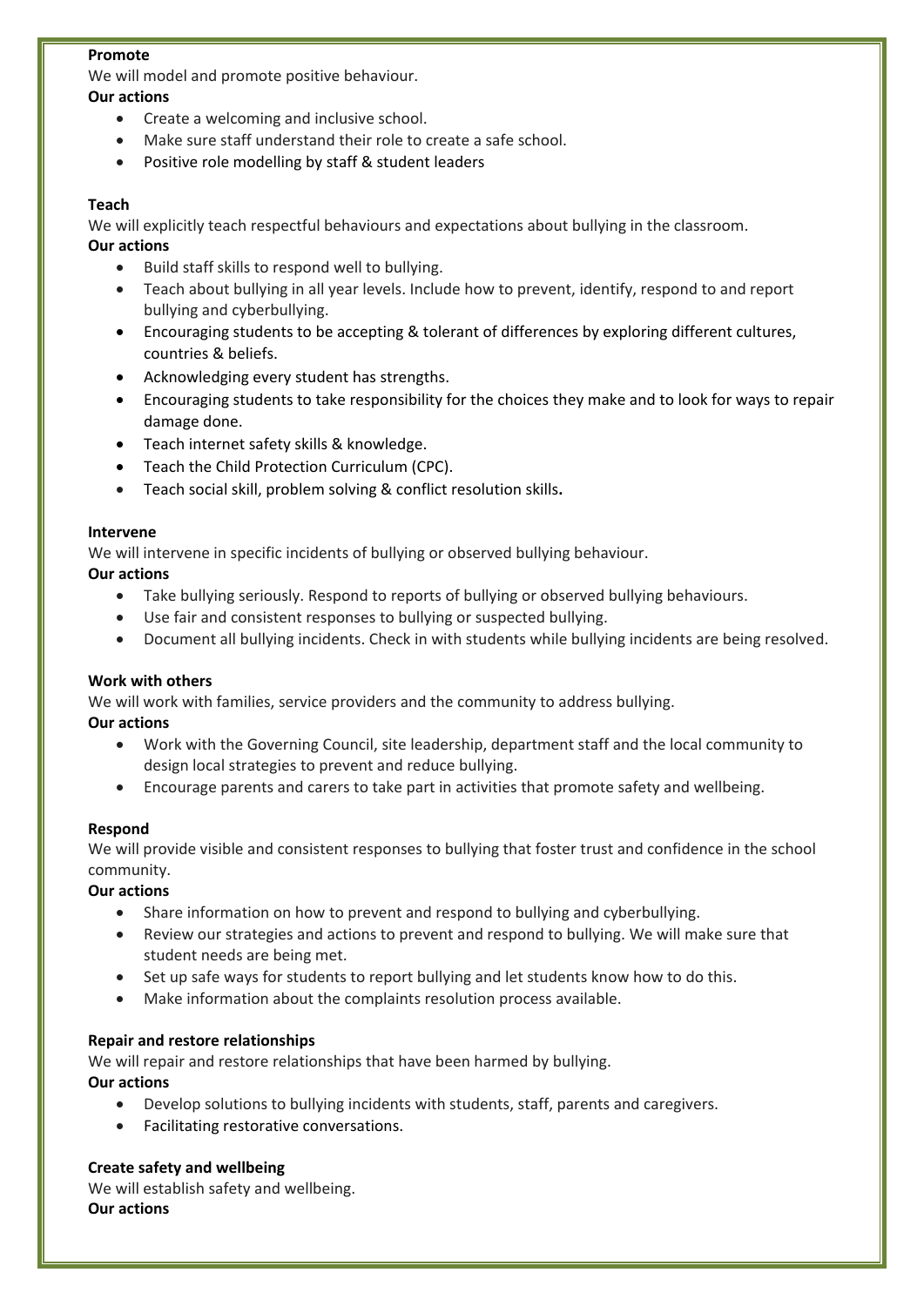**Promote**

We will model and promote positive behaviour.

**Our actions**

- Create a welcoming and inclusive school.
- Make sure staff understand their role to create a safe school.
- Positive role modelling by staff & student leaders

**Teach**

We will explicitly teach respectful behaviours and expectations about bullying in the classroom.

**Our actions**

- Build staff skills to respond well to bullying.
- Teach about bullying in all year levels. Include how to prevent, identify, respond to and report bullying and cyberbullying.
- Encouraging students to be accepting & tolerant of differences by exploring different cultures, countries & beliefs.
- Acknowledging every student has strengths.
- Encouraging students to take responsibility for the choices they make and to look for ways to repair damage done.
- Teach internet safety skills & knowledge.
- Teach the Child Protection Curriculum (CPC).
- Teach social skill, problem solving & conflict resolution skills**.**

**Intervene**

We will intervene in specific incidents of bullying or observed bullying behaviour.

**Our actions**

- Take bullying seriously. Respond to reports of bullying or observed bullying behaviours.
- Use fair and consistent responses to bullying or suspected bullying.
- Document all bullying incidents. Check in with students while bullying incidents are being resolved.

**Work with others**

We will work with families, service providers and the community to address bullying.

**Our actions**

- Work with the Governing Council, site leadership, department staff and the local community to design local strategies to prevent and reduce bullying.
- Encourage parents and carers to take part in activities that promote safety and wellbeing.

**Respond**

We will provide visible and consistent responses to bullying that foster trust and confidence in the school community.

**Our actions**

- Share information on how to prevent and respond to bullying and cyberbullying.
- Review our strategies and actions to prevent and respond to bullying. We will make sure that student needs are being met.
- Set up safe ways for students to report bullying and let students know how to do this.
- Make information about the complaints resolution process available.

**Repair and restore relationships**

We will repair and restore relationships that have been harmed by bullying.

**Our actions**

- Develop solutions to bullying incidents with students, staff, parents and caregivers.
- Facilitating restorative conversations.

**Create safety and wellbeing**

We will establish safety and wellbeing.

**Our actions**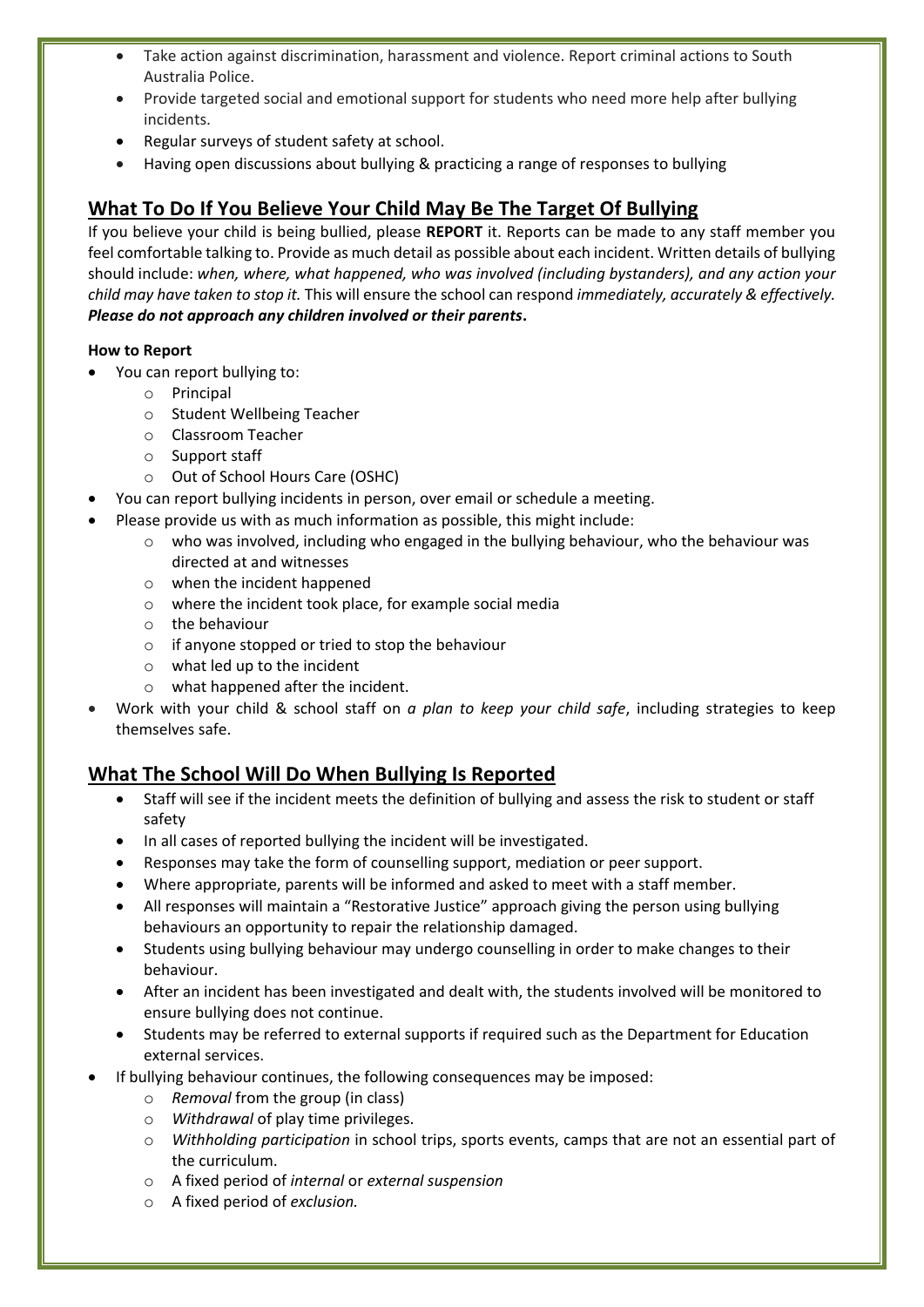- Take action against discrimination, harassment and violence. Report criminal actions to South Australia Police.
- Provide targeted social and emotional support for students who need more help after bullying incidents.
- Regular surveys of student safety at school.
- Having open discussions about bullying & practicing a range of responses to bullying

## What To Do If You Believe Your Child May Be The Target Of Bullying

If you believe your child is being bullied, please **REPORT** it. Reports can be made to any staff member you feel comfortable talking to. Provide as much detail as possible about each incident. Written details of bullying should include: *when, where, what happened, who was involved (including bystanders), and any action your child may have taken to stop it.* This will ensure the school can respond *immediately, accurately & effectively.* ***Please do not approach any children involved or their parents*.**

**How to Report**

- You can report bullying to:
  - Principal
  - Student Wellbeing Teacher
  - Classroom Teacher
  - Support staff
  - Out of School Hours Care (OSHC)
- You can report bullying incidents in person, over email or schedule a meeting.
- Please provide us with as much information as possible, this might include:
  - who was involved, including who engaged in the bullying behaviour, who the behaviour was directed at and witnesses
  - when the incident happened
  - where the incident took place, for example social media
  - the behaviour
  - if anyone stopped or tried to stop the behaviour
  - what led up to the incident
  - what happened after the incident.
- Work with your child & school staff on *a plan to keep your child safe*, including strategies to keep themselves safe.

## What The School Will Do When Bullying Is Reported

- Staff will see if the incident meets the definition of bullying and assess the risk to student or staff safety
- In all cases of reported bullying the incident will be investigated.
- Responses may take the form of counselling support, mediation or peer support.
- Where appropriate, parents will be informed and asked to meet with a staff member.
- All responses will maintain a "Restorative Justice" approach giving the person using bullying behaviours an opportunity to repair the relationship damaged.
- Students using bullying behaviour may undergo counselling in order to make changes to their behaviour.
- After an incident has been investigated and dealt with, the students involved will be monitored to ensure bullying does not continue.
- Students may be referred to external supports if required such as the Department for Education external services.
- If bullying behaviour continues, the following consequences may be imposed:
  - *Removal* from the group (in class)
  - *Withdrawal* of play time privileges.
  - *Withholding participation* in school trips, sports events, camps that are not an essential part of the curriculum.
  - A fixed period of *internal* or *external suspension*
  - A fixed period of *exclusion.*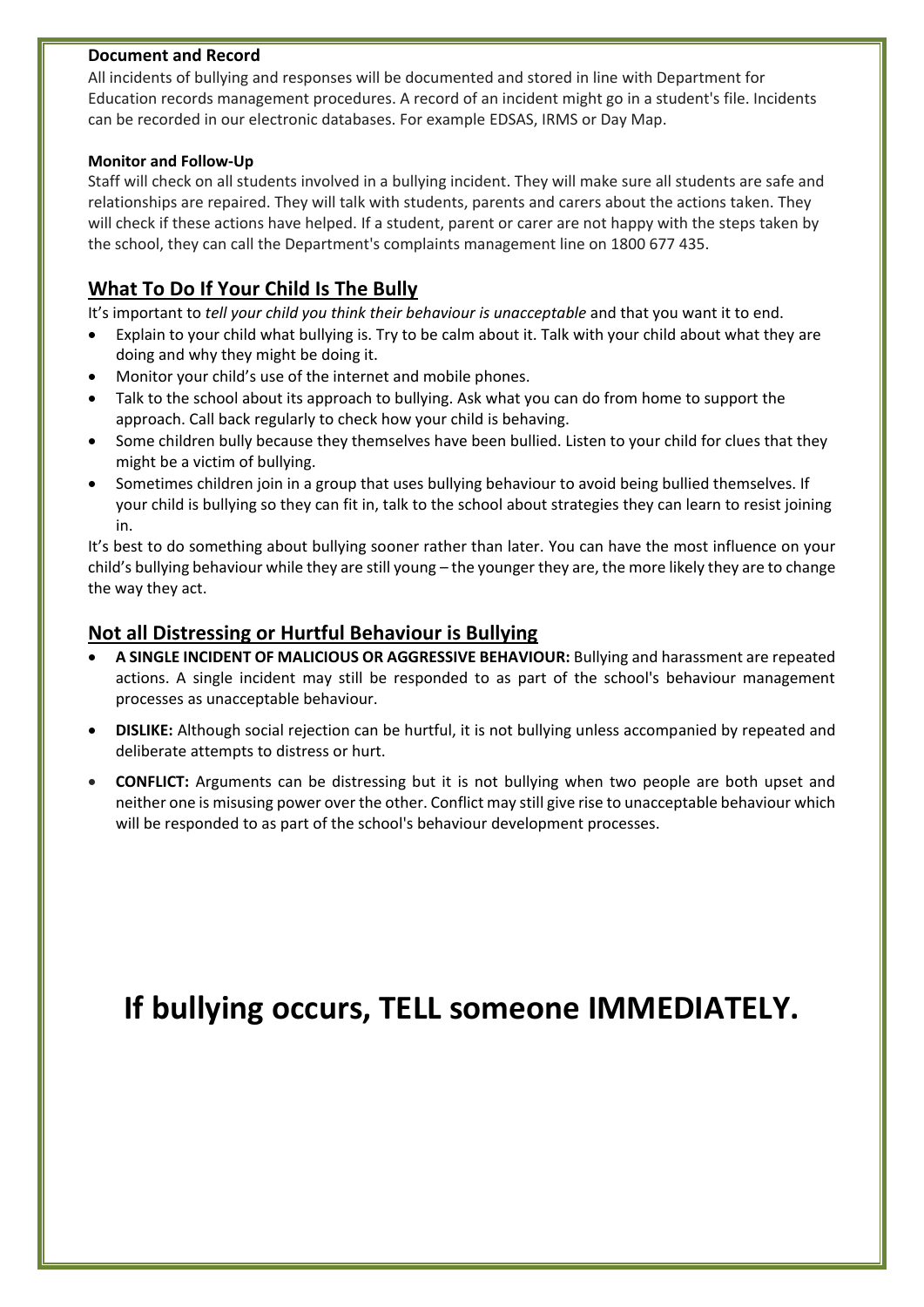**Document and Record**

All incidents of bullying and responses will be documented and stored in line with Department for Education records management procedures. A record of an incident might go in a student's file. Incidents can be recorded in our electronic databases. For example EDSAS, IRMS or Day Map.

**Monitor and Follow-Up**

Staff will check on all students involved in a bullying incident. They will make sure all students are safe and relationships are repaired. They will talk with students, parents and carers about the actions taken. They will check if these actions have helped. If a student, parent or carer are not happy with the steps taken by the school, they can call the Department's complaints management line on 1800 677 435.

## What To Do If Your Child Is The Bully

It's important to *tell your child you think their behaviour is unacceptable* and that you want it to end.

- Explain to your child what bullying is. Try to be calm about it. Talk with your child about what they are doing and why they might be doing it.
- Monitor your child's use of the internet and mobile phones.
- Talk to the school about its approach to bullying. Ask what you can do from home to support the approach. Call back regularly to check how your child is behaving.
- Some children bully because they themselves have been bullied. Listen to your child for clues that they might be a victim of bullying.
- Sometimes children join in a group that uses bullying behaviour to avoid being bullied themselves. If your child is bullying so they can fit in, talk to the school about strategies they can learn to resist joining in.

It's best to do something about bullying sooner rather than later. You can have the most influence on your child's bullying behaviour while they are still young – the younger they are, the more likely they are to change the way they act.

## Not all Distressing or Hurtful Behaviour is Bullying

- **A SINGLE INCIDENT OF MALICIOUS OR AGGRESSIVE BEHAVIOUR:** Bullying and harassment are repeated actions. A single incident may still be responded to as part of the school's behaviour management processes as unacceptable behaviour.
- **DISLIKE:** Although social rejection can be hurtful, it is not bullying unless accompanied by repeated and deliberate attempts to distress or hurt.
- **CONFLICT:** Arguments can be distressing but it is not bullying when two people are both upset and neither one is misusing power over the other. Conflict may still give rise to unacceptable behaviour which will be responded to as part of the school's behaviour development processes.

# If bullying occurs, TELL someone IMMEDIATELY.